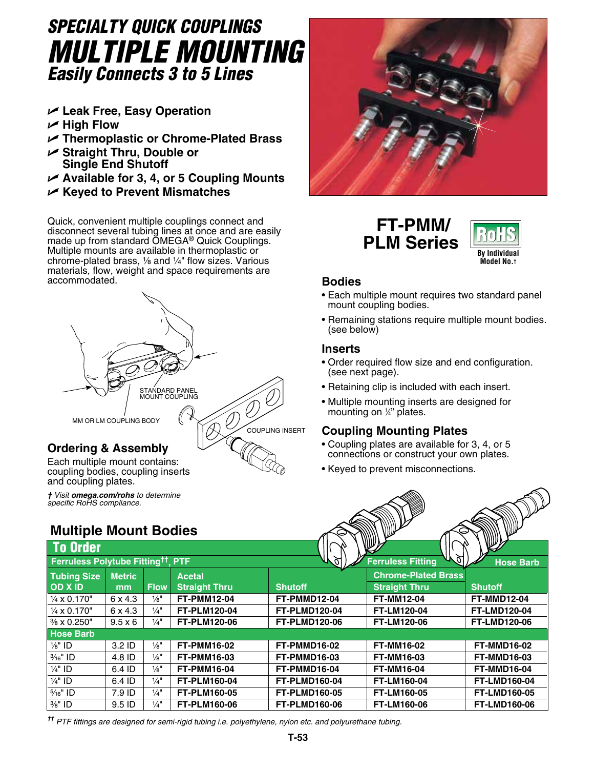# SPECIALTY QUICK COUPLINGS
# MULTIPLE MOUNTING
## Easily Connects 3 to 5 Lines

- Leak Free, Easy Operation
- High Flow
- Thermoplastic or Chrome-Plated Brass
- Straight Thru, Double or Single End Shutoff
- Available for 3, 4, or 5 Coupling Mounts
- Keyed to Prevent Mismatches

Quick, convenient multiple couplings connect and disconnect several tubing lines at once and are easily made up from standard OMEGA® Quick Couplings. Multiple mounts are available in thermoplastic or chrome-plated brass, ⅛ and ¼" flow sizes. Various materials, flow, weight and space requirements are accommodated.

STANDARD PANEL MOUNT COUPLING

MM OR LM COUPLING BODY

COUPLING INSERT

## FT-PMM/ PLM Series

RoHS By Individual Model No.†

### Ordering & Assembly

Each multiple mount contains: coupling bodies, coupling inserts and coupling plates.

*† Visit **omega.com/rohs** to determine specific RoHS compliance.*

### Bodies

- Each multiple mount requires two standard panel mount coupling bodies.
- Remaining stations require multiple mount bodies. (see below)

### Inserts

- Order required flow size and end configuration. (see next page).
- Retaining clip is included with each insert.
- Multiple mounting inserts are designed for mounting on ¼" plates.

### Coupling Mounting Plates

- Coupling plates are available for 3, 4, or 5 connections or construct your own plates.
- Keyed to prevent misconnections.

## Multiple Mount Bodies

**To Order**

| Ferrules Polytube Fitting[††], PTF | | | | | Ferruless Fitting | Hose Barb |
|---|---|---|---|---|---|---|
| | | | | | Chrome-Plated Brass | |
| Tubing Size OD X ID | Metric mm | Flow | Acetal Straight Thru | Shutoff | Straight Thru | Shutoff |
| ¼ x 0.170" | 6 x 4.3 | ⅛" | FT-PMM12-04 | FT-PMMD12-04 | FT-MM12-04 | FT-MMD12-04 |
| ¼ x 0.170" | 6 x 4.3 | ¼" | FT-PLM120-04 | FT-PLMD120-04 | FT-LM120-04 | FT-LMD120-04 |
| ⅜ x 0.250" | 9.5 x 6 | ¼" | FT-PLM120-06 | FT-PLMD120-06 | FT-LM120-06 | FT-LMD120-06 |
| **Hose Barb** | | | | | | |
| ⅛" ID | 3.2 ID | ⅛" | FT-PMM16-02 | FT-PMMD16-02 | FT-MM16-02 | FT-MMD16-02 |
| ³⁄₁₆" ID | 4.8 ID | ⅛" | FT-PMM16-03 | FT-PMMD16-03 | FT-MM16-03 | FT-MMD16-03 |
| ¼" ID | 6.4 ID | ⅛" | FT-PMM16-04 | FT-PMMD16-04 | FT-MM16-04 | FT-MMD16-04 |
| ¼" ID | 6.4 ID | ¼" | FT-PLM160-04 | FT-PLMD160-04 | FT-LM160-04 | FT-LMD160-04 |
| ⁵⁄₁₆" ID | 7.9 ID | ¼" | FT-PLM160-05 | FT-PLMD160-05 | FT-LM160-05 | FT-LMD160-05 |
| ⅜" ID | 9.5 ID | ¼" | FT-PLM160-06 | FT-PLMD160-06 | FT-LM160-06 | FT-LMD160-06 |

*†† PTF fittings are designed for semi-rigid tubing i.e. polyethylene, nylon etc. and polyurethane tubing.*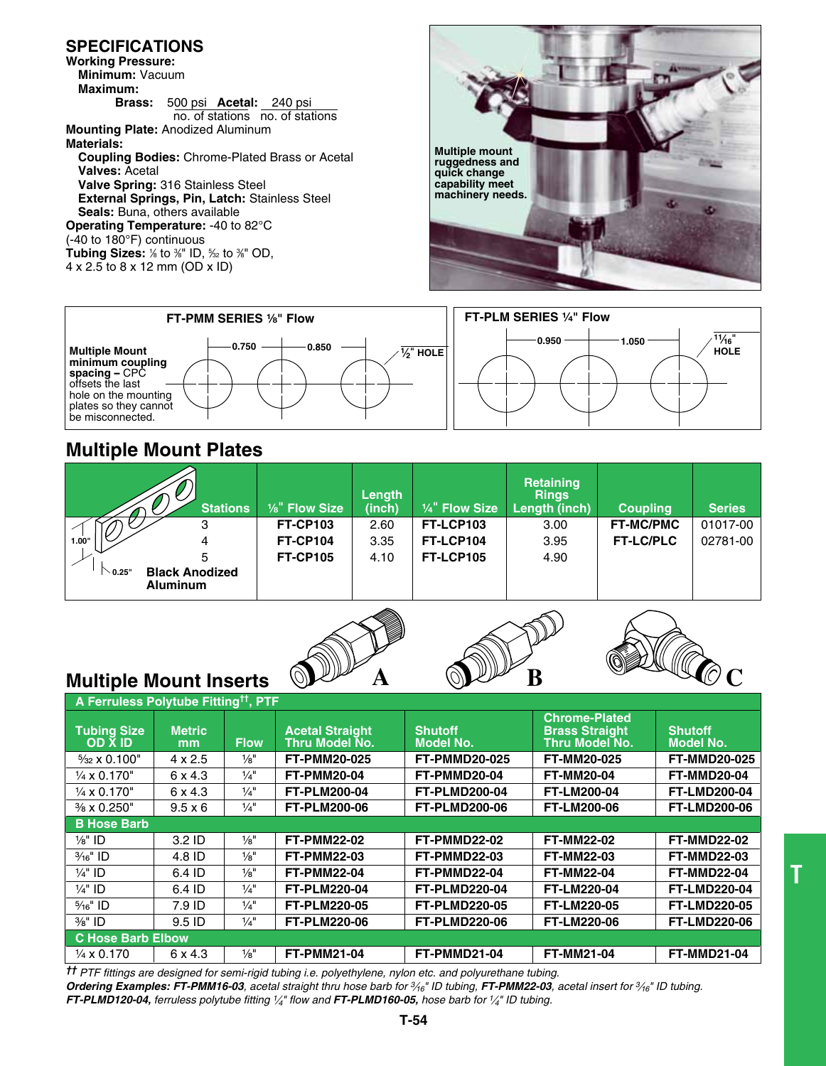## SPECIFICATIONS

**Working Pressure:**
- **Minimum:** Vacuum
- **Maximum:**
  - **Brass:** 500 psi / no. of stations  **Acetal:** 240 psi / no. of stations

**Mounting Plate:** Anodized Aluminum

**Materials:**
- **Coupling Bodies:** Chrome-Plated Brass or Acetal
- **Valves:** Acetal
- **Valve Spring:** 316 Stainless Steel
- **External Springs, Pin, Latch:** Stainless Steel
- **Seals:** Buna, others available

**Operating Temperature:** -40 to 82°C (-40 to 180°F) continuous

**Tubing Sizes:** ⅛ to ⅜" ID, 5⁄32 to ⅜" OD, 4 x 2.5 to 8 x 12 mm (OD x ID)

Multiple mount ruggedness and quick change capability meet machinery needs.

**FT-PMM SERIES ⅛" Flow**

0.750 0.850 ½" HOLE

**Multiple Mount minimum coupling spacing –** CPC offsets the last hole on the mounting plates so they cannot be misconnected.

**FT-PLM SERIES ¼" Flow**

0.950 1.050 11⁄16" HOLE

## Multiple Mount Plates

| Stations | ⅛" Flow Size | Length (inch) | ¼" Flow Size | Retaining Rings Length (inch) | Coupling | Series |
|---|---|---|---|---|---|---|
| 3 | FT-CP103 | 2.60 | FT-LCP103 | 3.00 | FT-MC/PMC | 01017-00 |
| 4 | FT-CP104 | 3.35 | FT-LCP104 | 3.95 | FT-LC/PLC | 02781-00 |
| 5 | FT-CP105 | 4.10 | FT-LCP105 | 4.90 | | |

1.00" 0.25" **Black Anodized Aluminum**

## Multiple Mount Inserts

A B C

| Tubing Size OD X ID | Metric mm | Flow | Acetal Straight Thru Model No. | Shutoff Model No. | Chrome-Plated Brass Straight Thru Model No. | Shutoff Model No. |
|---|---|---|---|---|---|---|
| **A Ferruless Polytube Fitting††, PTF** | | | | | | |
| 5⁄32 x 0.100" | 4 x 2.5 | ⅛" | FT-PMM20-025 | FT-PMMD20-025 | FT-MM20-025 | FT-MMD20-025 |
| ¼ x 0.170" | 6 x 4.3 | ¼" | FT-PMM20-04 | FT-PMMD20-04 | FT-MM20-04 | FT-MMD20-04 |
| ¼ x 0.170" | 6 x 4.3 | ¼" | FT-PLM200-04 | FT-PLMD200-04 | FT-LM200-04 | FT-LMD200-04 |
| ⅜ x 0.250" | 9.5 x 6 | ¼" | FT-PLM200-06 | FT-PLMD200-06 | FT-LM200-06 | FT-LMD200-06 |
| **B Hose Barb** | | | | | | |
| ⅛" ID | 3.2 ID | ⅛" | FT-PMM22-02 | FT-PMMD22-02 | FT-MM22-02 | FT-MMD22-02 |
| 3⁄16" ID | 4.8 ID | ⅛" | FT-PMM22-03 | FT-PMMD22-03 | FT-MM22-03 | FT-MMD22-03 |
| ¼" ID | 6.4 ID | ⅛" | FT-PMM22-04 | FT-PMMD22-04 | FT-MM22-04 | FT-MMD22-04 |
| ¼" ID | 6.4 ID | ¼" | FT-PLM220-04 | FT-PLMD220-04 | FT-LM220-04 | FT-LMD220-04 |
| 5⁄16" ID | 7.9 ID | ¼" | FT-PLM220-05 | FT-PLMD220-05 | FT-LM220-05 | FT-LMD220-05 |
| ⅜" ID | 9.5 ID | ¼" | FT-PLM220-06 | FT-PLMD220-06 | FT-LM220-06 | FT-LMD220-06 |
| **C Hose Barb Elbow** | | | | | | |
| ¼ x 0.170 | 6 x 4.3 | ⅛" | FT-PMM21-04 | FT-PMMD21-04 | FT-MM21-04 | FT-MMD21-04 |

*†† PTF fittings are designed for semi-rigid tubing i.e. polyethylene, nylon etc. and polyurethane tubing.*

***Ordering Examples: FT-PMM16-03**, acetal straight thru hose barb for 3⁄16" ID tubing, **FT-PMM22-03**, acetal insert for 3⁄16" ID tubing.*
***FT-PLMD120-04,** ferruless polytube fitting ¼" flow and **FT-PLMD160-05,** hose barb for ¼" ID tubing.*

T